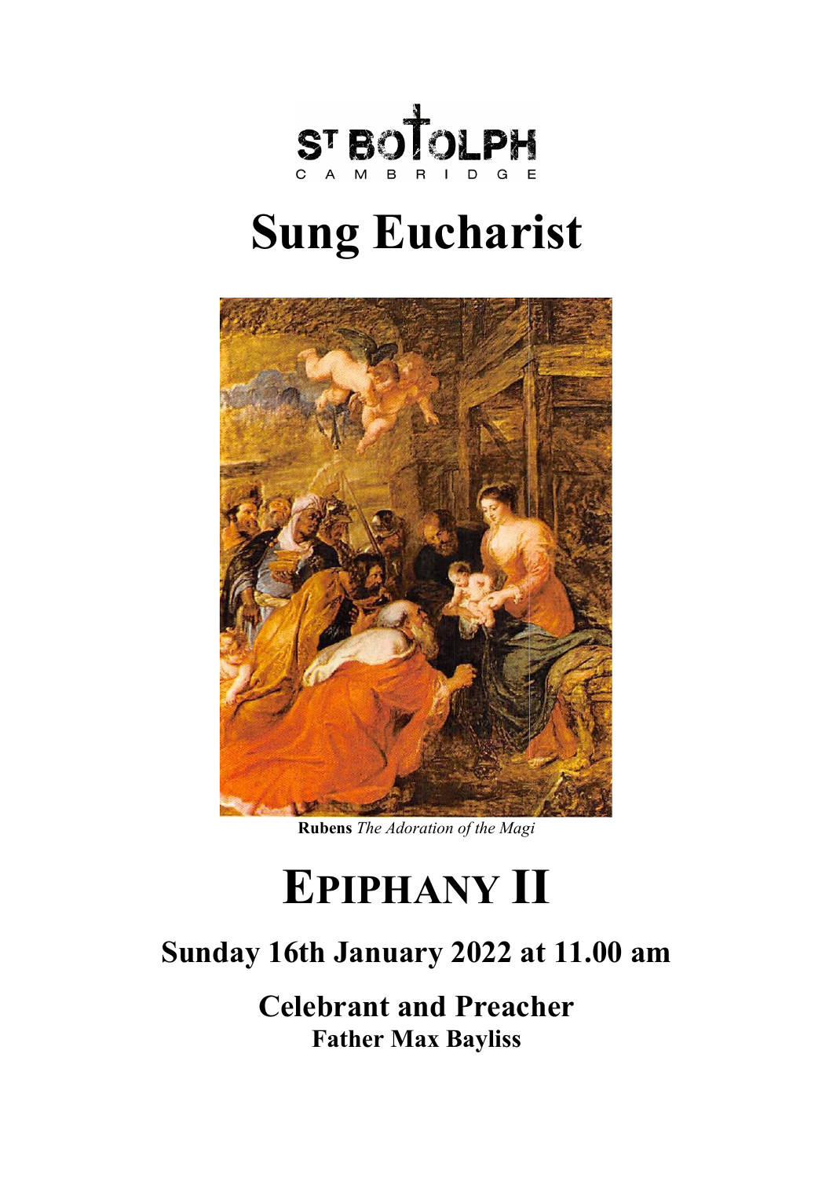ST BOTOLPH
CAMBRIDGE

# Sung Eucharist

**Rubens** *The Adoration of the Magi*

# EPIPHANY II

## Sunday 16th January 2022 at 11.00 am

### Celebrant and Preacher
**Father Max Bayliss**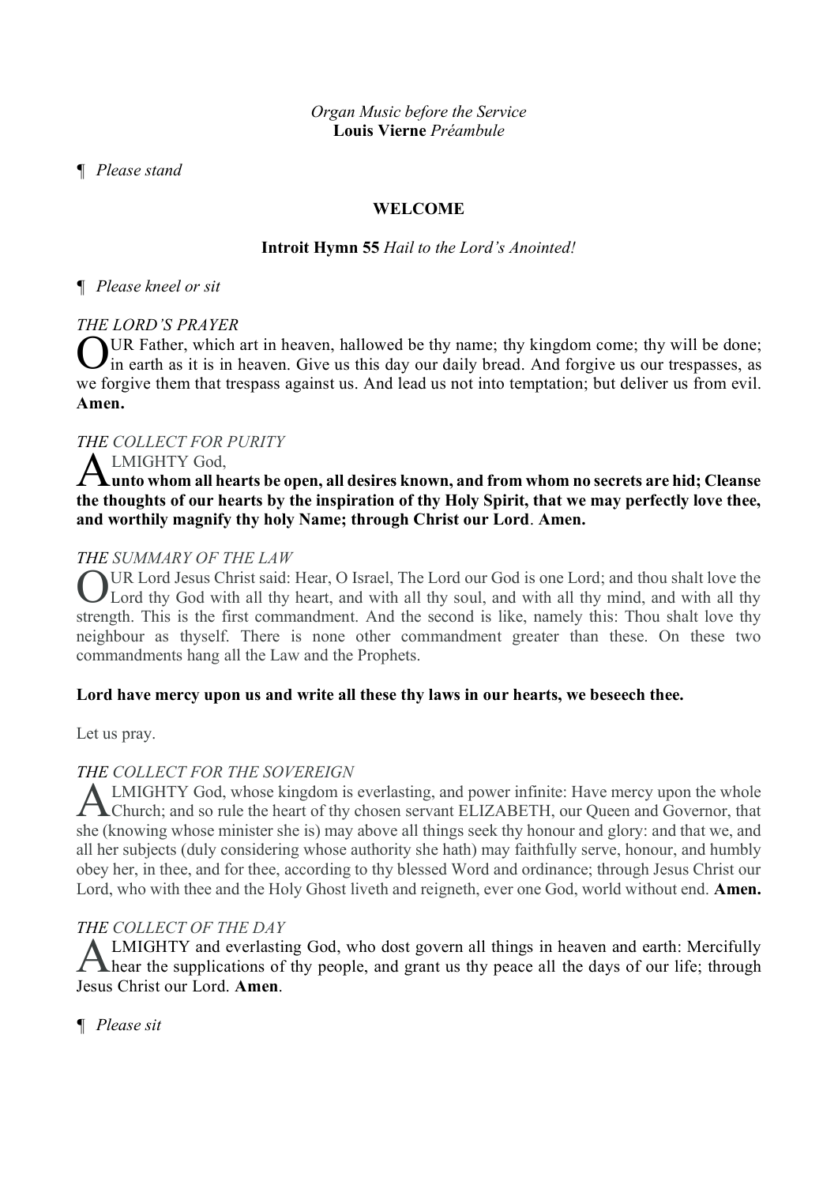*Organ Music before the Service*
**Louis Vierne** *Préambule*

¶ *Please stand*

**WELCOME**

**Introit Hymn 55** *Hail to the Lord's Anointed!*

¶ *Please kneel or sit*

*THE LORD'S PRAYER*

OUR Father, which art in heaven, hallowed be thy name; thy kingdom come; thy will be done; in earth as it is in heaven. Give us this day our daily bread. And forgive us our trespasses, as we forgive them that trespass against us. And lead us not into temptation; but deliver us from evil. **Amen.**

*THE COLLECT FOR PURITY*

ALMIGHTY God,
**unto whom all hearts be open, all desires known, and from whom no secrets are hid; Cleanse the thoughts of our hearts by the inspiration of thy Holy Spirit, that we may perfectly love thee, and worthily magnify thy holy Name; through Christ our Lord**. **Amen.**

*THE SUMMARY OF THE LAW*

OUR Lord Jesus Christ said: Hear, O Israel, The Lord our God is one Lord; and thou shalt love the Lord thy God with all thy heart, and with all thy soul, and with all thy mind, and with all thy strength. This is the first commandment. And the second is like, namely this: Thou shalt love thy neighbour as thyself. There is none other commandment greater than these. On these two commandments hang all the Law and the Prophets.

**Lord have mercy upon us and write all these thy laws in our hearts, we beseech thee.**

Let us pray.

*THE COLLECT FOR THE SOVEREIGN*

ALMIGHTY God, whose kingdom is everlasting, and power infinite: Have mercy upon the whole Church; and so rule the heart of thy chosen servant ELIZABETH, our Queen and Governor, that she (knowing whose minister she is) may above all things seek thy honour and glory: and that we, and all her subjects (duly considering whose authority she hath) may faithfully serve, honour, and humbly obey her, in thee, and for thee, according to thy blessed Word and ordinance; through Jesus Christ our Lord, who with thee and the Holy Ghost liveth and reigneth, ever one God, world without end. **Amen.**

*THE COLLECT OF THE DAY*

ALMIGHTY and everlasting God, who dost govern all things in heaven and earth: Mercifully hear the supplications of thy people, and grant us thy peace all the days of our life; through Jesus Christ our Lord. **Amen**.

¶ *Please sit*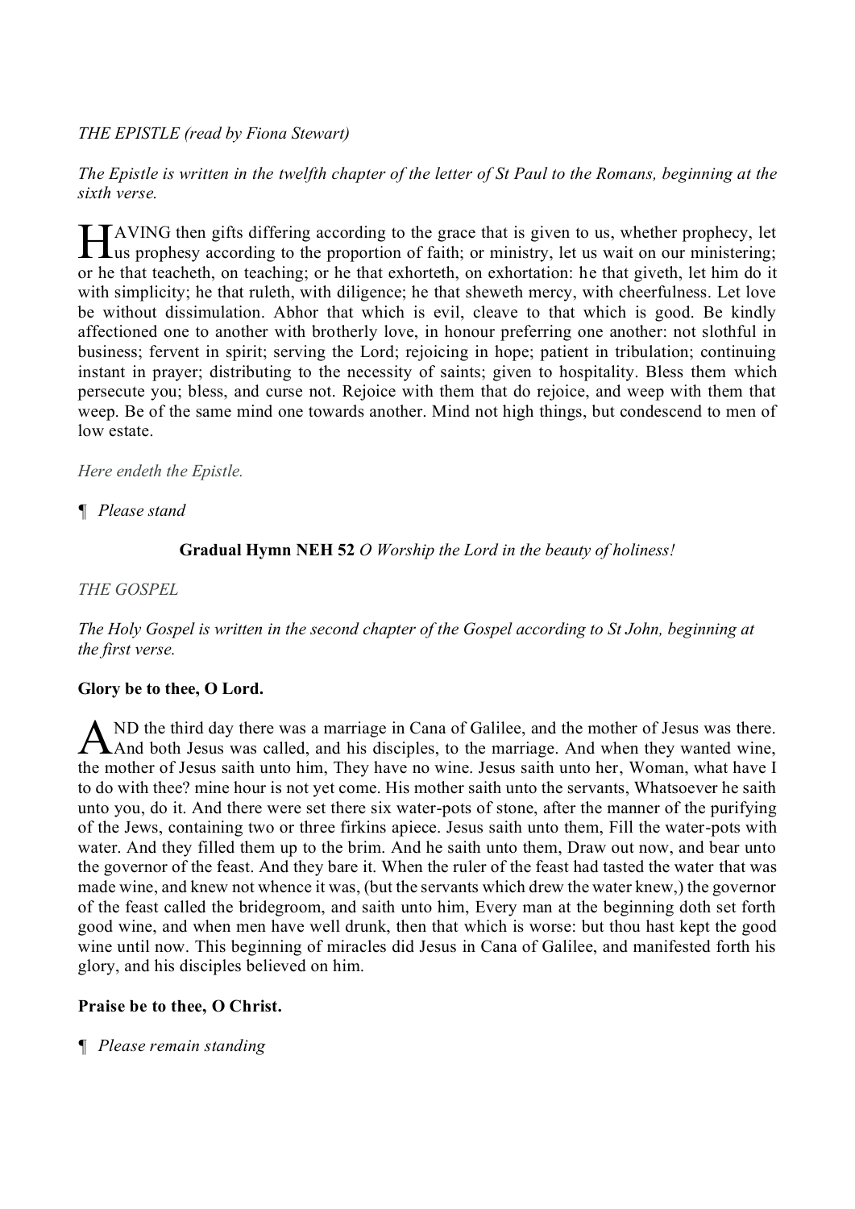*THE EPISTLE (read by Fiona Stewart)*

*The Epistle is written in the twelfth chapter of the letter of St Paul to the Romans, beginning at the sixth verse.*

HAVING then gifts differing according to the grace that is given to us, whether prophecy, let us prophesy according to the proportion of faith; or ministry, let us wait on our ministering; or he that teacheth, on teaching; or he that exhorteth, on exhortation: he that giveth, let him do it with simplicity; he that ruleth, with diligence; he that sheweth mercy, with cheerfulness. Let love be without dissimulation. Abhor that which is evil, cleave to that which is good. Be kindly affectioned one to another with brotherly love, in honour preferring one another: not slothful in business; fervent in spirit; serving the Lord; rejoicing in hope; patient in tribulation; continuing instant in prayer; distributing to the necessity of saints; given to hospitality. Bless them which persecute you; bless, and curse not. Rejoice with them that do rejoice, and weep with them that weep. Be of the same mind one towards another. Mind not high things, but condescend to men of low estate.

*Here endeth the Epistle.*

¶ *Please stand*

**Gradual Hymn NEH 52** *O Worship the Lord in the beauty of holiness!*

*THE GOSPEL*

*The Holy Gospel is written in the second chapter of the Gospel according to St John, beginning at the first verse.*

**Glory be to thee, O Lord.**

AND the third day there was a marriage in Cana of Galilee, and the mother of Jesus was there. And both Jesus was called, and his disciples, to the marriage. And when they wanted wine, the mother of Jesus saith unto him, They have no wine. Jesus saith unto her, Woman, what have I to do with thee? mine hour is not yet come. His mother saith unto the servants, Whatsoever he saith unto you, do it. And there were set there six water-pots of stone, after the manner of the purifying of the Jews, containing two or three firkins apiece. Jesus saith unto them, Fill the water-pots with water. And they filled them up to the brim. And he saith unto them, Draw out now, and bear unto the governor of the feast. And they bare it. When the ruler of the feast had tasted the water that was made wine, and knew not whence it was, (but the servants which drew the water knew,) the governor of the feast called the bridegroom, and saith unto him, Every man at the beginning doth set forth good wine, and when men have well drunk, then that which is worse: but thou hast kept the good wine until now. This beginning of miracles did Jesus in Cana of Galilee, and manifested forth his glory, and his disciples believed on him.

**Praise be to thee, O Christ.**

¶ *Please remain standing*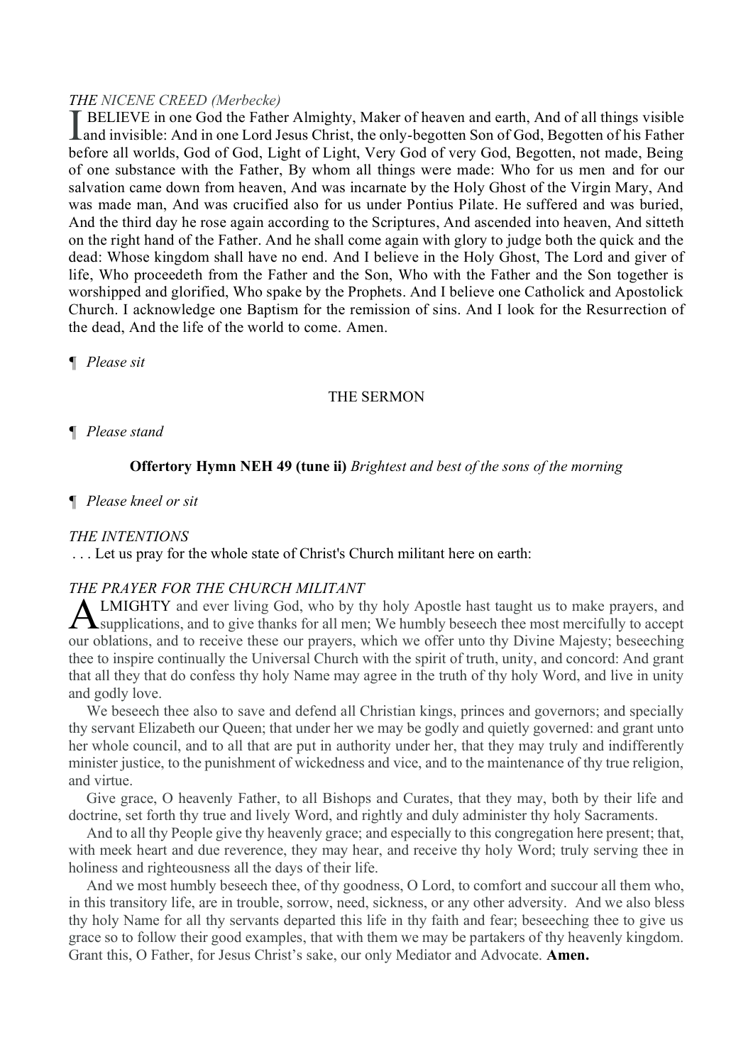*THE NICENE CREED (Merbecke)*

I BELIEVE in one God the Father Almighty, Maker of heaven and earth, And of all things visible and invisible: And in one Lord Jesus Christ, the only-begotten Son of God, Begotten of his Father before all worlds, God of God, Light of Light, Very God of very God, Begotten, not made, Being of one substance with the Father, By whom all things were made: Who for us men and for our salvation came down from heaven, And was incarnate by the Holy Ghost of the Virgin Mary, And was made man, And was crucified also for us under Pontius Pilate. He suffered and was buried, And the third day he rose again according to the Scriptures, And ascended into heaven, And sitteth on the right hand of the Father. And he shall come again with glory to judge both the quick and the dead: Whose kingdom shall have no end. And I believe in the Holy Ghost, The Lord and giver of life, Who proceedeth from the Father and the Son, Who with the Father and the Son together is worshipped and glorified, Who spake by the Prophets. And I believe one Catholick and Apostolick Church. I acknowledge one Baptism for the remission of sins. And I look for the Resurrection of the dead, And the life of the world to come. Amen.

¶ *Please sit*

THE SERMON

¶ *Please stand*

**Offertory Hymn NEH 49 (tune ii)** *Brightest and best of the sons of the morning*

¶ *Please kneel or sit*

*THE INTENTIONS*

. . . Let us pray for the whole state of Christ's Church militant here on earth:

*THE PRAYER FOR THE CHURCH MILITANT*

ALMIGHTY and ever living God, who by thy holy Apostle hast taught us to make prayers, and supplications, and to give thanks for all men; We humbly beseech thee most mercifully to accept our oblations, and to receive these our prayers, which we offer unto thy Divine Majesty; beseeching thee to inspire continually the Universal Church with the spirit of truth, unity, and concord: And grant that all they that do confess thy holy Name may agree in the truth of thy holy Word, and live in unity and godly love.

We beseech thee also to save and defend all Christian kings, princes and governors; and specially thy servant Elizabeth our Queen; that under her we may be godly and quietly governed: and grant unto her whole council, and to all that are put in authority under her, that they may truly and indifferently minister justice, to the punishment of wickedness and vice, and to the maintenance of thy true religion, and virtue.

Give grace, O heavenly Father, to all Bishops and Curates, that they may, both by their life and doctrine, set forth thy true and lively Word, and rightly and duly administer thy holy Sacraments.

And to all thy People give thy heavenly grace; and especially to this congregation here present; that, with meek heart and due reverence, they may hear, and receive thy holy Word; truly serving thee in holiness and righteousness all the days of their life.

And we most humbly beseech thee, of thy goodness, O Lord, to comfort and succour all them who, in this transitory life, are in trouble, sorrow, need, sickness, or any other adversity. And we also bless thy holy Name for all thy servants departed this life in thy faith and fear; beseeching thee to give us grace so to follow their good examples, that with them we may be partakers of thy heavenly kingdom. Grant this, O Father, for Jesus Christ's sake, our only Mediator and Advocate. **Amen.**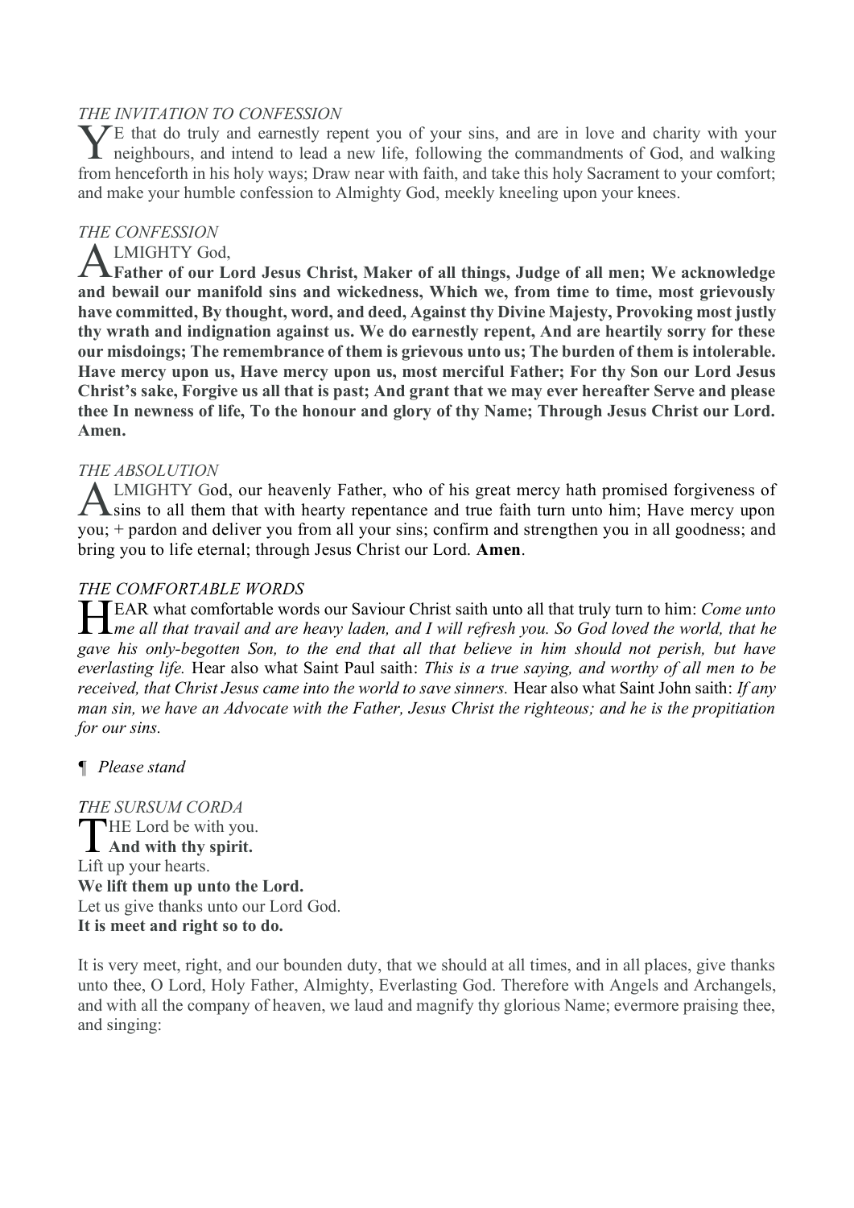*THE INVITATION TO CONFESSION*

YE that do truly and earnestly repent you of your sins, and are in love and charity with your neighbours, and intend to lead a new life, following the commandments of God, and walking from henceforth in his holy ways; Draw near with faith, and take this holy Sacrament to your comfort; and make your humble confession to Almighty God, meekly kneeling upon your knees.

*THE CONFESSION*

ALMIGHTY God,
**Father of our Lord Jesus Christ, Maker of all things, Judge of all men; We acknowledge and bewail our manifold sins and wickedness, Which we, from time to time, most grievously have committed, By thought, word, and deed, Against thy Divine Majesty, Provoking most justly thy wrath and indignation against us. We do earnestly repent, And are heartily sorry for these our misdoings; The remembrance of them is grievous unto us; The burden of them is intolerable. Have mercy upon us, Have mercy upon us, most merciful Father; For thy Son our Lord Jesus Christ's sake, Forgive us all that is past; And grant that we may ever hereafter Serve and please thee In newness of life, To the honour and glory of thy Name; Through Jesus Christ our Lord. Amen.**

*THE ABSOLUTION*

ALMIGHTY God, our heavenly Father, who of his great mercy hath promised forgiveness of sins to all them that with hearty repentance and true faith turn unto him; Have mercy upon you; + pardon and deliver you from all your sins; confirm and strengthen you in all goodness; and bring you to life eternal; through Jesus Christ our Lord. **Amen**.

*THE COMFORTABLE WORDS*

HEAR what comfortable words our Saviour Christ saith unto all that truly turn to him: *Come unto me all that travail and are heavy laden, and I will refresh you. So God loved the world, that he gave his only-begotten Son, to the end that all that believe in him should not perish, but have everlasting life.* Hear also what Saint Paul saith: *This is a true saying, and worthy of all men to be received, that Christ Jesus came into the world to save sinners.* Hear also what Saint John saith: *If any man sin, we have an Advocate with the Father, Jesus Christ the righteous; and he is the propitiation for our sins.*

¶ *Please stand*

*THE SURSUM CORDA*

THE Lord be with you.
**And with thy spirit.**
Lift up your hearts.
**We lift them up unto the Lord.**
Let us give thanks unto our Lord God.
**It is meet and right so to do.**

It is very meet, right, and our bounden duty, that we should at all times, and in all places, give thanks unto thee, O Lord, Holy Father, Almighty, Everlasting God. Therefore with Angels and Archangels, and with all the company of heaven, we laud and magnify thy glorious Name; evermore praising thee, and singing: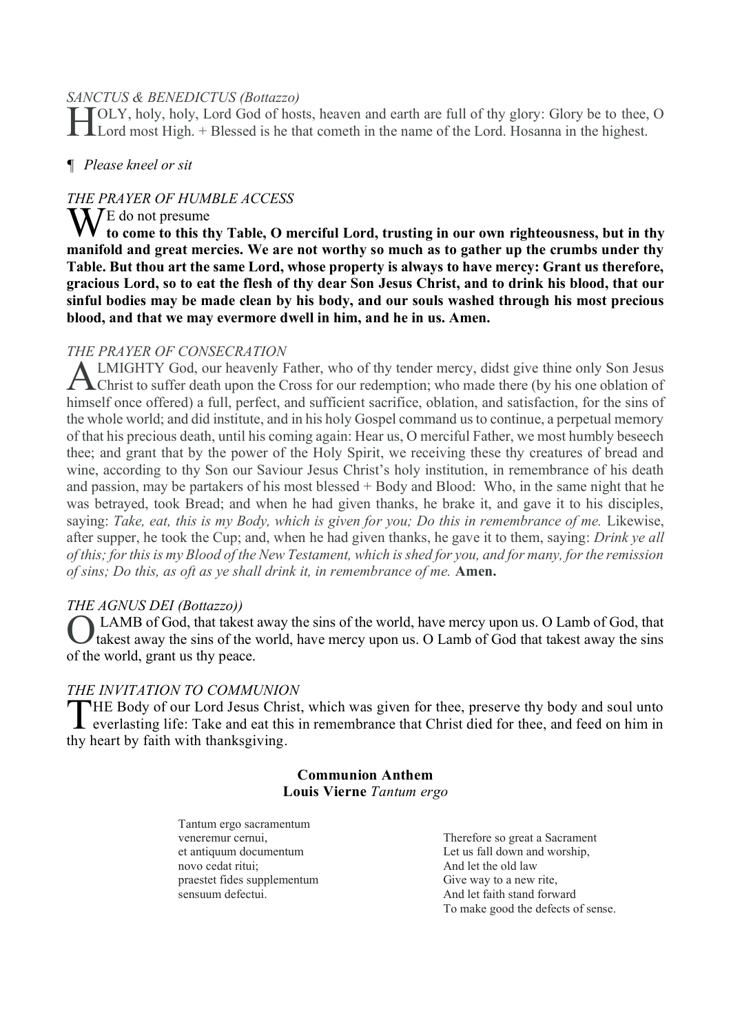*SANCTUS & BENEDICTUS (Bottazzo)*

HOLY, holy, holy, Lord God of hosts, heaven and earth are full of thy glory: Glory be to thee, O Lord most High. + Blessed is he that cometh in the name of the Lord. Hosanna in the highest.

¶ *Please kneel or sit*

*THE PRAYER OF HUMBLE ACCESS*

WE do not presume **to come to this thy Table, O merciful Lord, trusting in our own righteousness, but in thy manifold and great mercies. We are not worthy so much as to gather up the crumbs under thy Table. But thou art the same Lord, whose property is always to have mercy: Grant us therefore, gracious Lord, so to eat the flesh of thy dear Son Jesus Christ, and to drink his blood, that our sinful bodies may be made clean by his body, and our souls washed through his most precious blood, and that we may evermore dwell in him, and he in us. Amen.**

*THE PRAYER OF CONSECRATION*

ALMIGHTY God, our heavenly Father, who of thy tender mercy, didst give thine only Son Jesus Christ to suffer death upon the Cross for our redemption; who made there (by his one oblation of himself once offered) a full, perfect, and sufficient sacrifice, oblation, and satisfaction, for the sins of the whole world; and did institute, and in his holy Gospel command us to continue, a perpetual memory of that his precious death, until his coming again: Hear us, O merciful Father, we most humbly beseech thee; and grant that by the power of the Holy Spirit, we receiving these thy creatures of bread and wine, according to thy Son our Saviour Jesus Christ's holy institution, in remembrance of his death and passion, may be partakers of his most blessed + Body and Blood: Who, in the same night that he was betrayed, took Bread; and when he had given thanks, he brake it, and gave it to his disciples, saying: *Take, eat, this is my Body, which is given for you; Do this in remembrance of me.* Likewise, after supper, he took the Cup; and, when he had given thanks, he gave it to them, saying: *Drink ye all of this; for this is my Blood of the New Testament, which is shed for you, and for many, for the remission of sins; Do this, as oft as ye shall drink it, in remembrance of me.* **Amen.**

*THE AGNUS DEI (Bottazzo))*

O LAMB of God, that takest away the sins of the world, have mercy upon us. O Lamb of God, that takest away the sins of the world, have mercy upon us. O Lamb of God that takest away the sins of the world, grant us thy peace.

*THE INVITATION TO COMMUNION*

THE Body of our Lord Jesus Christ, which was given for thee, preserve thy body and soul unto everlasting life: Take and eat this in remembrance that Christ died for thee, and feed on him in thy heart by faith with thanksgiving.

**Communion Anthem**
**Louis Vierne** *Tantum ergo*

Tantum ergo sacramentum
veneremur cernui,
et antiquum documentum
novo cedat ritui;
praestet fides supplementum
sensuum defectui.

Therefore so great a Sacrament
Let us fall down and worship,
And let the old law
Give way to a new rite,
And let faith stand forward
To make good the defects of sense.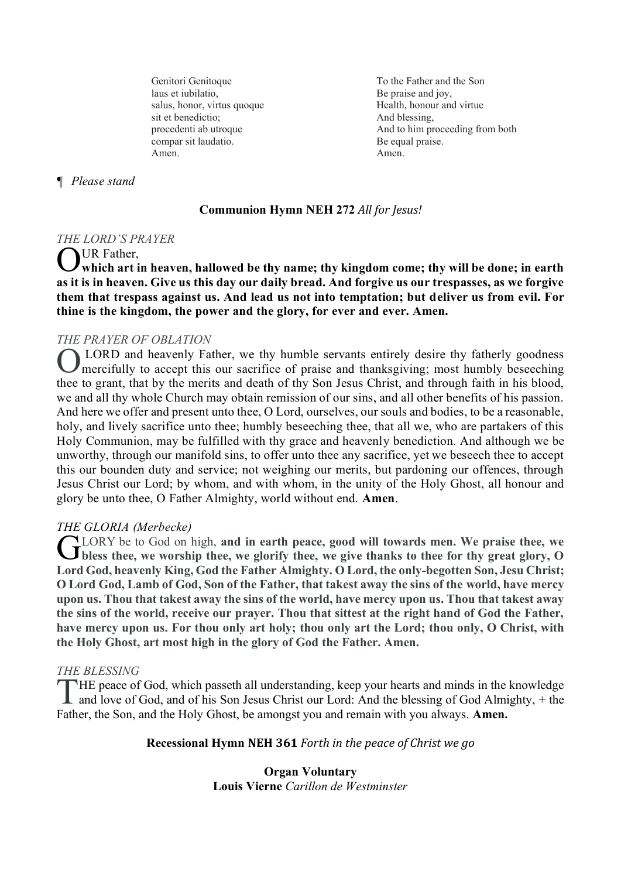| | |
|---|---|
| Genitori Genitoque | To the Father and the Son |
| laus et iubilatio, | Be praise and joy, |
| salus, honor, virtus quoque | Health, honour and virtue |
| sit et benedictio; | And blessing, |
| procedenti ab utroque | And to him proceeding from both |
| compar sit laudatio. | Be equal praise. |
| Amen. | Amen. |

¶ *Please stand*

**Communion Hymn NEH 272** *All for Jesus!*

*THE LORD'S PRAYER*

OUR Father, **which art in heaven, hallowed be thy name; thy kingdom come; thy will be done; in earth as it is in heaven. Give us this day our daily bread. And forgive us our trespasses, as we forgive them that trespass against us. And lead us not into temptation; but deliver us from evil. For thine is the kingdom, the power and the glory, for ever and ever. Amen.**

*THE PRAYER OF OBLATION*

O LORD and heavenly Father, we thy humble servants entirely desire thy fatherly goodness mercifully to accept this our sacrifice of praise and thanksgiving; most humbly beseeching thee to grant, that by the merits and death of thy Son Jesus Christ, and through faith in his blood, we and all thy whole Church may obtain remission of our sins, and all other benefits of his passion. And here we offer and present unto thee, O Lord, ourselves, our souls and bodies, to be a reasonable, holy, and lively sacrifice unto thee; humbly beseeching thee, that all we, who are partakers of this Holy Communion, may be fulfilled with thy grace and heavenly benediction. And although we be unworthy, through our manifold sins, to offer unto thee any sacrifice, yet we beseech thee to accept this our bounden duty and service; not weighing our merits, but pardoning our offences, through Jesus Christ our Lord; by whom, and with whom, in the unity of the Holy Ghost, all honour and glory be unto thee, O Father Almighty, world without end. **Amen**.

*THE GLORIA (Merbecke)*

GLORY be to God on high, **and in earth peace, good will towards men. We praise thee, we bless thee, we worship thee, we glorify thee, we give thanks to thee for thy great glory, O Lord God, heavenly King, God the Father Almighty. O Lord, the only-begotten Son, Jesu Christ; O Lord God, Lamb of God, Son of the Father, that takest away the sins of the world, have mercy upon us. Thou that takest away the sins of the world, have mercy upon us. Thou that takest away the sins of the world, receive our prayer. Thou that sittest at the right hand of God the Father, have mercy upon us. For thou only art holy; thou only art the Lord; thou only, O Christ, with the Holy Ghost, art most high in the glory of God the Father. Amen.**

*THE BLESSING*

THE peace of God, which passeth all understanding, keep your hearts and minds in the knowledge and love of God, and of his Son Jesus Christ our Lord: And the blessing of God Almighty, + the Father, the Son, and the Holy Ghost, be amongst you and remain with you always. **Amen.**

**Recessional Hymn NEH 361** *Forth in the peace of Christ we go*

**Organ Voluntary**
**Louis Vierne** *Carillon de Westminster*